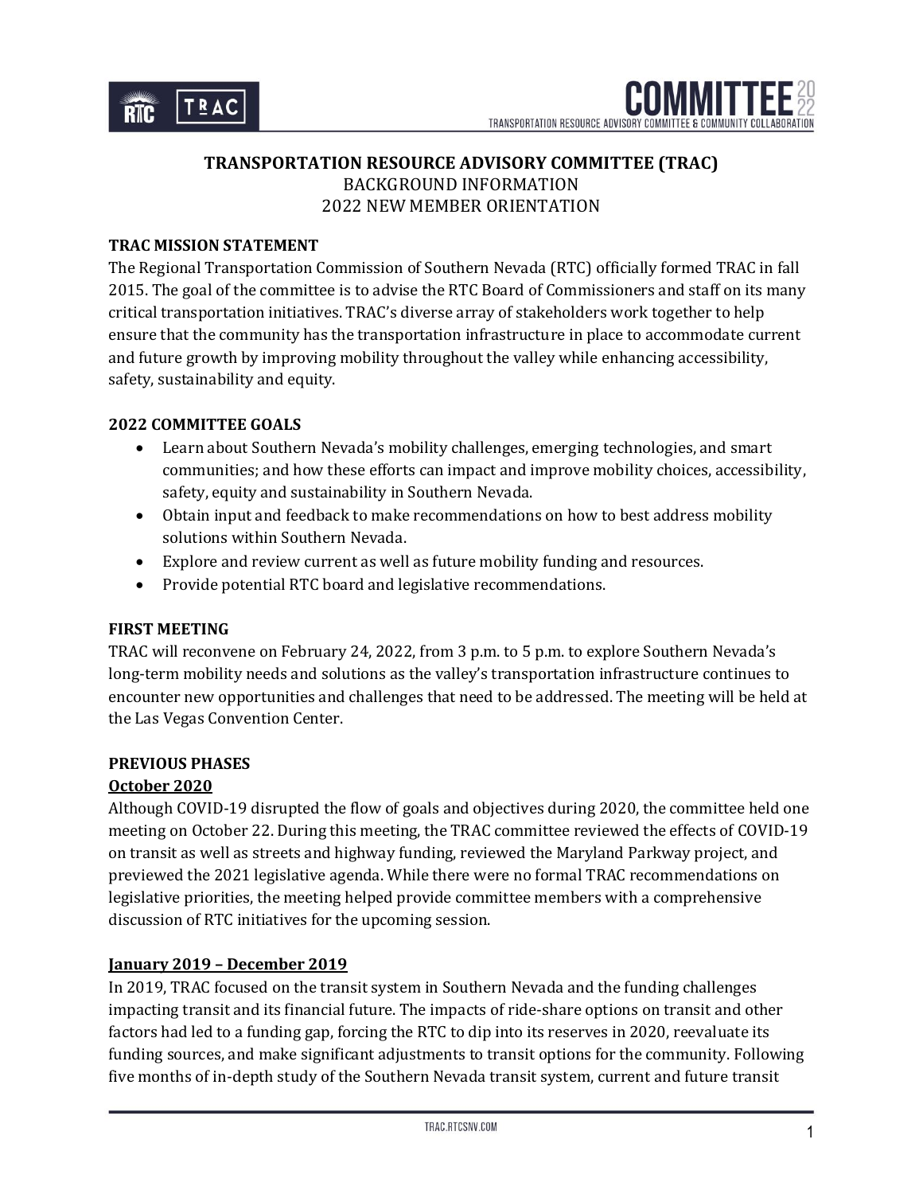# TRANSPORTATION RESOURCE ADVISORY COMMITTEE (TRAC)

BACKGROUND INFORMATION

2022 NEW MEMBER ORIENTATION

## TRAC MISSION STATEMENT

The Regional Transportation Commission of Southern Nevada (RTC) officially formed TRAC in fall 2015. The goal of the committee is to advise the RTC Board of Commissioners and staff on its many critical transportation initiatives. TRAC's diverse array of stakeholders work together to help ensure that the community has the transportation infrastructure in place to accommodate current and future growth by improving mobility throughout the valley while enhancing accessibility, safety, sustainability and equity.

## 2022 COMMITTEE GOALS

- Learn about Southern Nevada's mobility challenges, emerging technologies, and smart communities; and how these efforts can impact and improve mobility choices, accessibility, safety, equity and sustainability in Southern Nevada.
- Obtain input and feedback to make recommendations on how to best address mobility solutions within Southern Nevada.
- Explore and review current as well as future mobility funding and resources.
- Provide potential RTC board and legislative recommendations.

## FIRST MEETING

TRAC will reconvene on February 24, 2022, from 3 p.m. to 5 p.m. to explore Southern Nevada's long-term mobility needs and solutions as the valley's transportation infrastructure continues to encounter new opportunities and challenges that need to be addressed. The meeting will be held at the Las Vegas Convention Center.

## PREVIOUS PHASES

### October 2020

Although COVID-19 disrupted the flow of goals and objectives during 2020, the committee held one meeting on October 22. During this meeting, the TRAC committee reviewed the effects of COVID-19 on transit as well as streets and highway funding, reviewed the Maryland Parkway project, and previewed the 2021 legislative agenda. While there were no formal TRAC recommendations on legislative priorities, the meeting helped provide committee members with a comprehensive discussion of RTC initiatives for the upcoming session.

### January 2019 – December 2019

In 2019, TRAC focused on the transit system in Southern Nevada and the funding challenges impacting transit and its financial future. The impacts of ride-share options on transit and other factors had led to a funding gap, forcing the RTC to dip into its reserves in 2020, reevaluate its funding sources, and make significant adjustments to transit options for the community. Following five months of in-depth study of the Southern Nevada transit system, current and future transit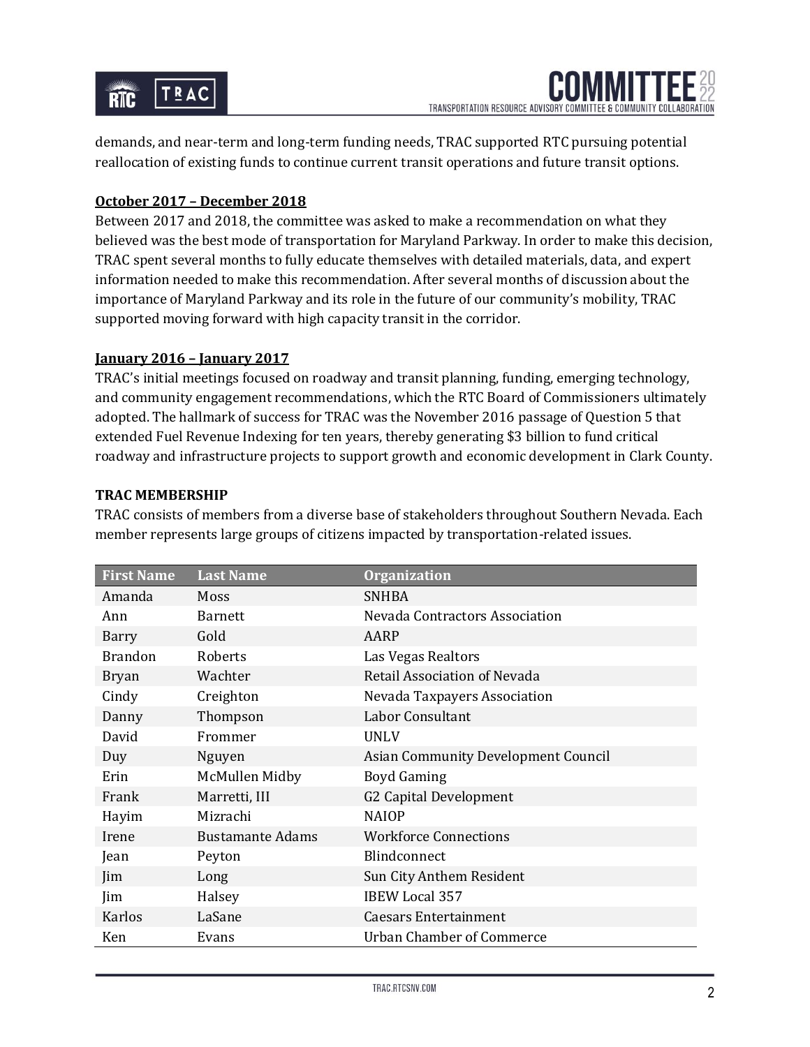demands, and near-term and long-term funding needs, TRAC supported RTC pursuing potential reallocation of existing funds to continue current transit operations and future transit options.

**October 2017 – December 2018**

Between 2017 and 2018, the committee was asked to make a recommendation on what they believed was the best mode of transportation for Maryland Parkway. In order to make this decision, TRAC spent several months to fully educate themselves with detailed materials, data, and expert information needed to make this recommendation. After several months of discussion about the importance of Maryland Parkway and its role in the future of our community's mobility, TRAC supported moving forward with high capacity transit in the corridor.

**January 2016 – January 2017**

TRAC's initial meetings focused on roadway and transit planning, funding, emerging technology, and community engagement recommendations, which the RTC Board of Commissioners ultimately adopted. The hallmark of success for TRAC was the November 2016 passage of Question 5 that extended Fuel Revenue Indexing for ten years, thereby generating $3 billion to fund critical roadway and infrastructure projects to support growth and economic development in Clark County.

**TRAC MEMBERSHIP**

TRAC consists of members from a diverse base of stakeholders throughout Southern Nevada. Each member represents large groups of citizens impacted by transportation-related issues.

| First Name | Last Name | Organization |
|---|---|---|
| Amanda | Moss | SNHBA |
| Ann | Barnett | Nevada Contractors Association |
| Barry | Gold | AARP |
| Brandon | Roberts | Las Vegas Realtors |
| Bryan | Wachter | Retail Association of Nevada |
| Cindy | Creighton | Nevada Taxpayers Association |
| Danny | Thompson | Labor Consultant |
| David | Frommer | UNLV |
| Duy | Nguyen | Asian Community Development Council |
| Erin | McMullen Midby | Boyd Gaming |
| Frank | Marretti, III | G2 Capital Development |
| Hayim | Mizrachi | NAIOP |
| Irene | Bustamante Adams | Workforce Connections |
| Jean | Peyton | Blindconnect |
| Jim | Long | Sun City Anthem Resident |
| Jim | Halsey | IBEW Local 357 |
| Karlos | LaSane | Caesars Entertainment |
| Ken | Evans | Urban Chamber of Commerce |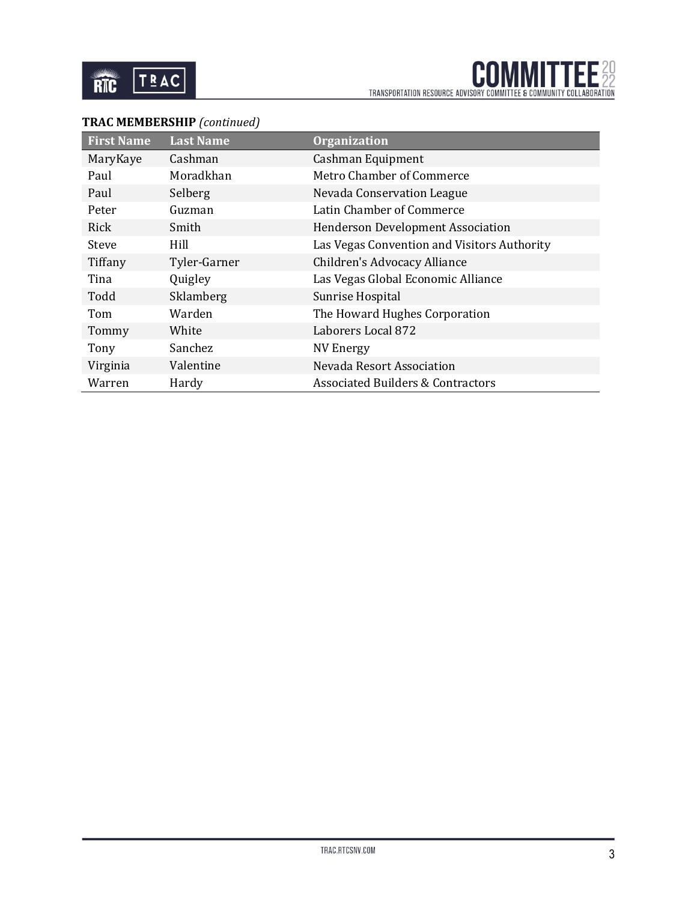**TRAC MEMBERSHIP** *(continued)*

| First Name | Last Name | Organization |
|---|---|---|
| MaryKaye | Cashman | Cashman Equipment |
| Paul | Moradkhan | Metro Chamber of Commerce |
| Paul | Selberg | Nevada Conservation League |
| Peter | Guzman | Latin Chamber of Commerce |
| Rick | Smith | Henderson Development Association |
| Steve | Hill | Las Vegas Convention and Visitors Authority |
| Tiffany | Tyler-Garner | Children's Advocacy Alliance |
| Tina | Quigley | Las Vegas Global Economic Alliance |
| Todd | Sklamberg | Sunrise Hospital |
| Tom | Warden | The Howard Hughes Corporation |
| Tommy | White | Laborers Local 872 |
| Tony | Sanchez | NV Energy |
| Virginia | Valentine | Nevada Resort Association |
| Warren | Hardy | Associated Builders & Contractors |